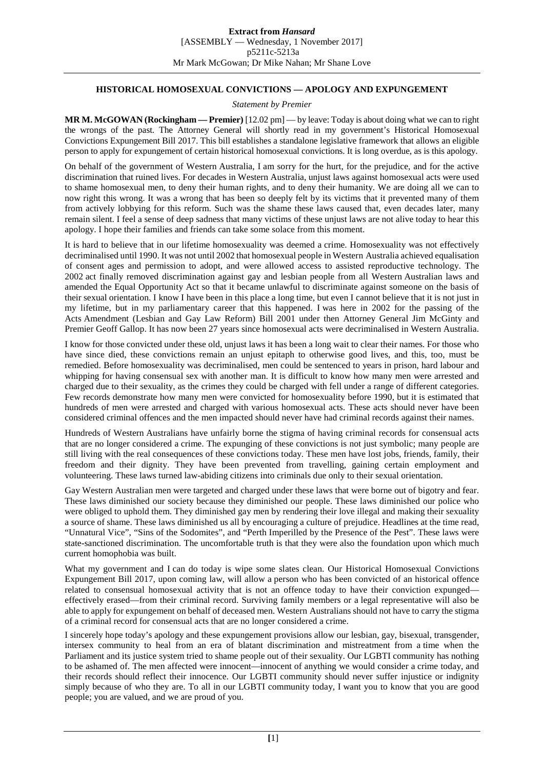## HISTORICAL HOMOSEXUAL CONVICTIONS — APOLOGY AND EXPUNGEMENT

*Statement by Premier*

**MR M. McGOWAN (Rockingham — Premier)** [12.02 pm] — by leave: Today is about doing what we can to right the wrongs of the past. The Attorney General will shortly read in my government's Historical Homosexual Convictions Expungement Bill 2017. This bill establishes a standalone legislative framework that allows an eligible person to apply for expungement of certain historical homosexual convictions. It is long overdue, as is this apology.

On behalf of the government of Western Australia, I am sorry for the hurt, for the prejudice, and for the active discrimination that ruined lives. For decades in Western Australia, unjust laws against homosexual acts were used to shame homosexual men, to deny their human rights, and to deny their humanity. We are doing all we can to now right this wrong. It was a wrong that has been so deeply felt by its victims that it prevented many of them from actively lobbying for this reform. Such was the shame these laws caused that, even decades later, many remain silent. I feel a sense of deep sadness that many victims of these unjust laws are not alive today to hear this apology. I hope their families and friends can take some solace from this moment.

It is hard to believe that in our lifetime homosexuality was deemed a crime. Homosexuality was not effectively decriminalised until 1990. It was not until 2002 that homosexual people in Western Australia achieved equalisation of consent ages and permission to adopt, and were allowed access to assisted reproductive technology. The 2002 act finally removed discrimination against gay and lesbian people from all Western Australian laws and amended the Equal Opportunity Act so that it became unlawful to discriminate against someone on the basis of their sexual orientation. I know I have been in this place a long time, but even I cannot believe that it is not just in my lifetime, but in my parliamentary career that this happened. I was here in 2002 for the passing of the Acts Amendment (Lesbian and Gay Law Reform) Bill 2001 under then Attorney General Jim McGinty and Premier Geoff Gallop. It has now been 27 years since homosexual acts were decriminalised in Western Australia.

I know for those convicted under these old, unjust laws it has been a long wait to clear their names. For those who have since died, these convictions remain an unjust epitaph to otherwise good lives, and this, too, must be remedied. Before homosexuality was decriminalised, men could be sentenced to years in prison, hard labour and whipping for having consensual sex with another man. It is difficult to know how many men were arrested and charged due to their sexuality, as the crimes they could be charged with fell under a range of different categories. Few records demonstrate how many men were convicted for homosexuality before 1990, but it is estimated that hundreds of men were arrested and charged with various homosexual acts. These acts should never have been considered criminal offences and the men impacted should never have had criminal records against their names.

Hundreds of Western Australians have unfairly borne the stigma of having criminal records for consensual acts that are no longer considered a crime. The expunging of these convictions is not just symbolic; many people are still living with the real consequences of these convictions today. These men have lost jobs, friends, family, their freedom and their dignity. They have been prevented from travelling, gaining certain employment and volunteering. These laws turned law-abiding citizens into criminals due only to their sexual orientation.

Gay Western Australian men were targeted and charged under these laws that were borne out of bigotry and fear. These laws diminished our society because they diminished our people. These laws diminished our police who were obliged to uphold them. They diminished gay men by rendering their love illegal and making their sexuality a source of shame. These laws diminished us all by encouraging a culture of prejudice. Headlines at the time read, "Unnatural Vice", "Sins of the Sodomites", and "Perth Imperilled by the Presence of the Pest". These laws were state-sanctioned discrimination. The uncomfortable truth is that they were also the foundation upon which much current homophobia was built.

What my government and I can do today is wipe some slates clean. Our Historical Homosexual Convictions Expungement Bill 2017, upon coming law, will allow a person who has been convicted of an historical offence related to consensual homosexual activity that is not an offence today to have their conviction expunged—effectively erased—from their criminal record. Surviving family members or a legal representative will also be able to apply for expungement on behalf of deceased men. Western Australians should not have to carry the stigma of a criminal record for consensual acts that are no longer considered a crime.

I sincerely hope today's apology and these expungement provisions allow our lesbian, gay, bisexual, transgender, intersex community to heal from an era of blatant discrimination and mistreatment from a time when the Parliament and its justice system tried to shame people out of their sexuality. Our LGBTI community has nothing to be ashamed of. The men affected were innocent—innocent of anything we would consider a crime today, and their records should reflect their innocence. Our LGBTI community should never suffer injustice or indignity simply because of who they are. To all in our LGBTI community today, I want you to know that you are good people; you are valued, and we are proud of you.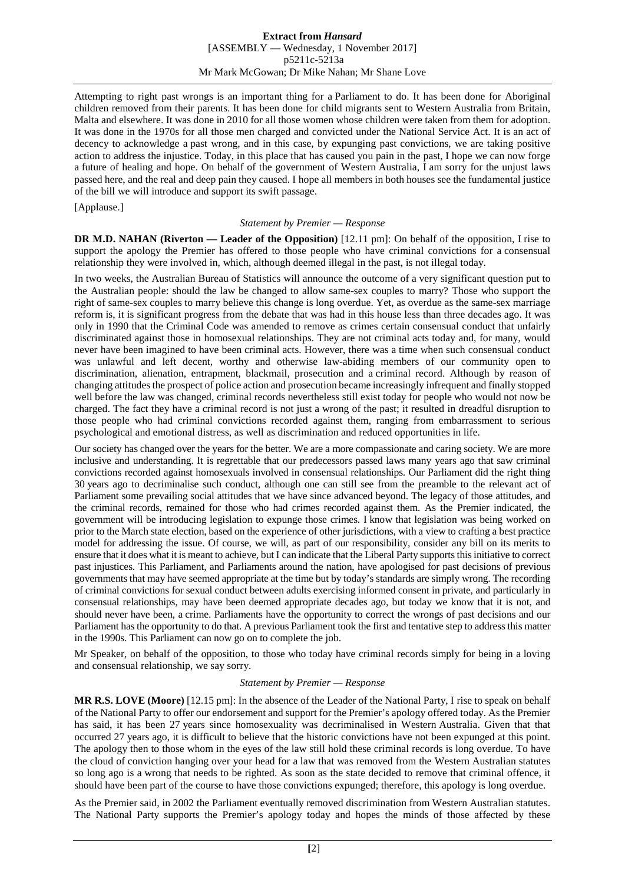Attempting to right past wrongs is an important thing for a Parliament to do. It has been done for Aboriginal children removed from their parents. It has been done for child migrants sent to Western Australia from Britain, Malta and elsewhere. It was done in 2010 for all those women whose children were taken from them for adoption. It was done in the 1970s for all those men charged and convicted under the National Service Act. It is an act of decency to acknowledge a past wrong, and in this case, by expunging past convictions, we are taking positive action to address the injustice. Today, in this place that has caused you pain in the past, I hope we can now forge a future of healing and hope. On behalf of the government of Western Australia, I am sorry for the unjust laws passed here, and the real and deep pain they caused. I hope all members in both houses see the fundamental justice of the bill we will introduce and support its swift passage.

[Applause.]

*Statement by Premier — Response*

**DR M.D. NAHAN (Riverton — Leader of the Opposition)** [12.11 pm]: On behalf of the opposition, I rise to support the apology the Premier has offered to those people who have criminal convictions for a consensual relationship they were involved in, which, although deemed illegal in the past, is not illegal today.

In two weeks, the Australian Bureau of Statistics will announce the outcome of a very significant question put to the Australian people: should the law be changed to allow same-sex couples to marry? Those who support the right of same-sex couples to marry believe this change is long overdue. Yet, as overdue as the same-sex marriage reform is, it is significant progress from the debate that was had in this house less than three decades ago. It was only in 1990 that the Criminal Code was amended to remove as crimes certain consensual conduct that unfairly discriminated against those in homosexual relationships. They are not criminal acts today and, for many, would never have been imagined to have been criminal acts. However, there was a time when such consensual conduct was unlawful and left decent, worthy and otherwise law-abiding members of our community open to discrimination, alienation, entrapment, blackmail, prosecution and a criminal record. Although by reason of changing attitudes the prospect of police action and prosecution became increasingly infrequent and finally stopped well before the law was changed, criminal records nevertheless still exist today for people who would not now be charged. The fact they have a criminal record is not just a wrong of the past; it resulted in dreadful disruption to those people who had criminal convictions recorded against them, ranging from embarrassment to serious psychological and emotional distress, as well as discrimination and reduced opportunities in life.

Our society has changed over the years for the better. We are a more compassionate and caring society. We are more inclusive and understanding. It is regrettable that our predecessors passed laws many years ago that saw criminal convictions recorded against homosexuals involved in consensual relationships. Our Parliament did the right thing 30 years ago to decriminalise such conduct, although one can still see from the preamble to the relevant act of Parliament some prevailing social attitudes that we have since advanced beyond. The legacy of those attitudes, and the criminal records, remained for those who had crimes recorded against them. As the Premier indicated, the government will be introducing legislation to expunge those crimes. I know that legislation was being worked on prior to the March state election, based on the experience of other jurisdictions, with a view to crafting a best practice model for addressing the issue. Of course, we will, as part of our responsibility, consider any bill on its merits to ensure that it does what it is meant to achieve, but I can indicate that the Liberal Party supports this initiative to correct past injustices. This Parliament, and Parliaments around the nation, have apologised for past decisions of previous governments that may have seemed appropriate at the time but by today's standards are simply wrong. The recording of criminal convictions for sexual conduct between adults exercising informed consent in private, and particularly in consensual relationships, may have been deemed appropriate decades ago, but today we know that it is not, and should never have been, a crime. Parliaments have the opportunity to correct the wrongs of past decisions and our Parliament has the opportunity to do that. A previous Parliament took the first and tentative step to address this matter in the 1990s. This Parliament can now go on to complete the job.

Mr Speaker, on behalf of the opposition, to those who today have criminal records simply for being in a loving and consensual relationship, we say sorry.

*Statement by Premier — Response*

**MR R.S. LOVE (Moore)** [12.15 pm]: In the absence of the Leader of the National Party, I rise to speak on behalf of the National Party to offer our endorsement and support for the Premier's apology offered today. As the Premier has said, it has been 27 years since homosexuality was decriminalised in Western Australia. Given that that occurred 27 years ago, it is difficult to believe that the historic convictions have not been expunged at this point. The apology then to those whom in the eyes of the law still hold these criminal records is long overdue. To have the cloud of conviction hanging over your head for a law that was removed from the Western Australian statutes so long ago is a wrong that needs to be righted. As soon as the state decided to remove that criminal offence, it should have been part of the course to have those convictions expunged; therefore, this apology is long overdue.

As the Premier said, in 2002 the Parliament eventually removed discrimination from Western Australian statutes. The National Party supports the Premier's apology today and hopes the minds of those affected by these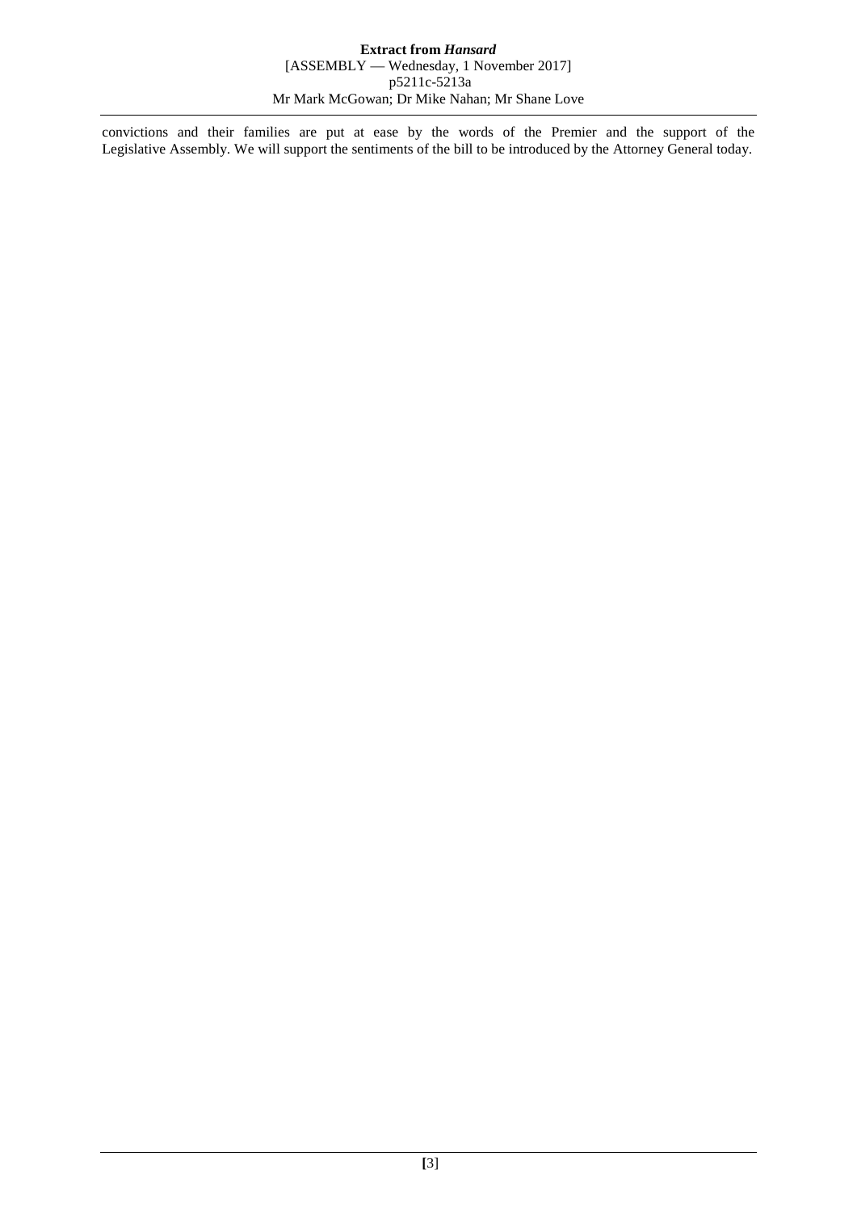convictions and their families are put at ease by the words of the Premier and the support of the Legislative Assembly. We will support the sentiments of the bill to be introduced by the Attorney General today.